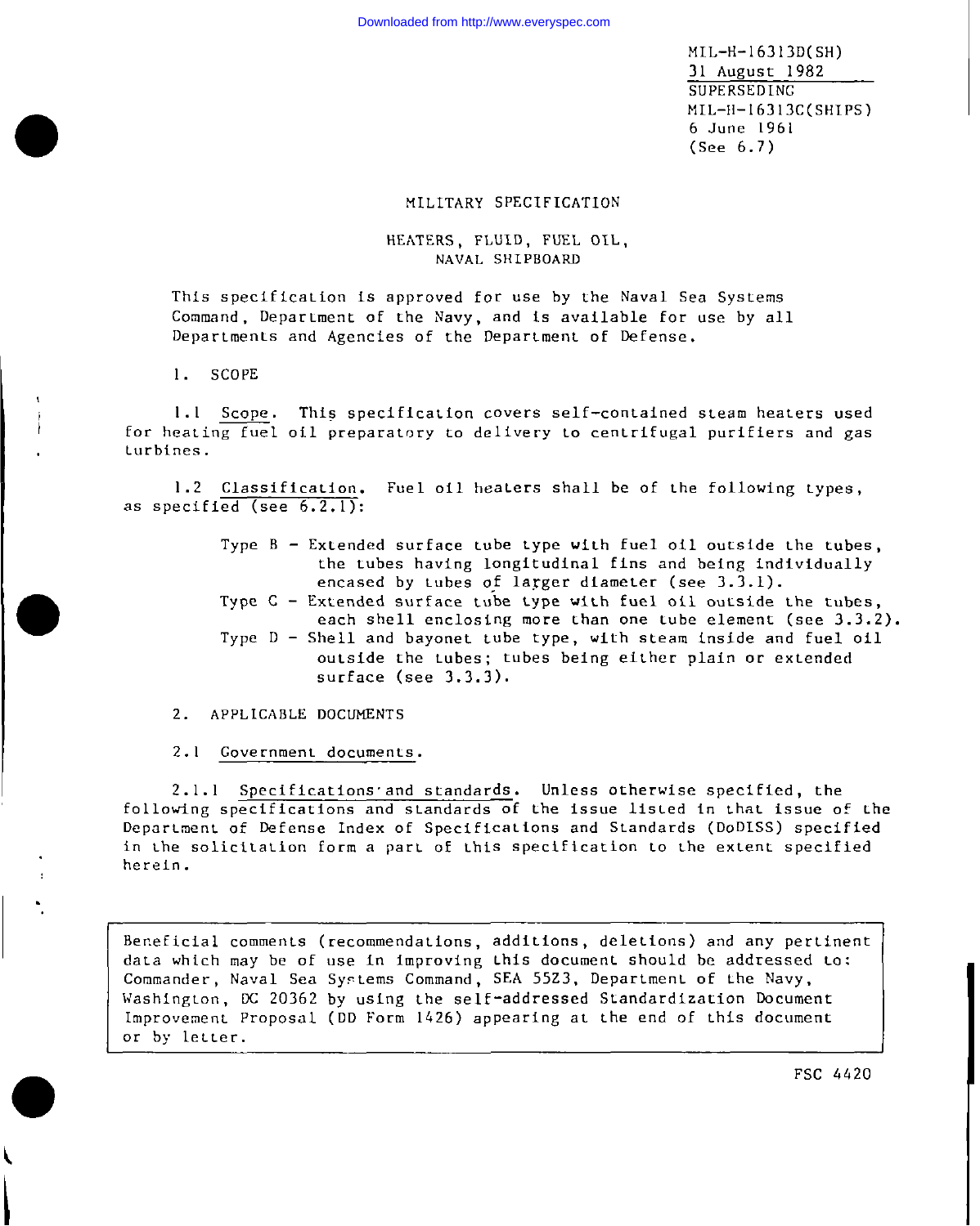MIL-H-16313D(SH)
31 August 1982
SUPERSEDING
MIL-H-16313C(SHIPS)
6 June 1961
(See 6.7)

# MILITARY SPECIFICATION

## HEATERS, FLUID, FUEL OIL, NAVAL SHIPBOARD

This specification is approved for use by the Naval Sea Systems Command, Department of the Navy, and is available for use by all Departments and Agencies of the Department of Defense.

## 1. SCOPE

1.1 Scope. This specification covers self-contained steam heaters used for heating fuel oil preparatory to delivery to centrifugal purifiers and gas turbines.

1.2 Classification. Fuel oil heaters shall be of the following types, as specified (see 6.2.1):

- Type B - Extended surface tube type with fuel oil outside the tubes, the tubes having longitudinal fins and being individually encased by tubes of larger diameter (see 3.3.1).
- Type C - Extended surface tube type with fuel oil outside the tubes, each shell enclosing more than one tube element (see 3.3.2).
- Type D - Shell and bayonet tube type, with steam inside and fuel oil outside the tubes; tubes being either plain or extended surface (see 3.3.3).

## 2. APPLICABLE DOCUMENTS

2.1 Government documents.

2.1.1 Specifications and standards. Unless otherwise specified, the following specifications and standards of the issue listed in that issue of the Department of Defense Index of Specifications and Standards (DoDISS) specified in the solicitation form a part of this specification to the extent specified herein.

Beneficial comments (recommendations, additions, deletions) and any pertinent data which may be of use in improving this document should be addressed to: Commander, Naval Sea Systems Command, SEA 55Z3, Department of the Navy, Washington, DC 20362 by using the self-addressed Standardization Document Improvement Proposal (DD Form 1426) appearing at the end of this document or by letter.

FSC 4420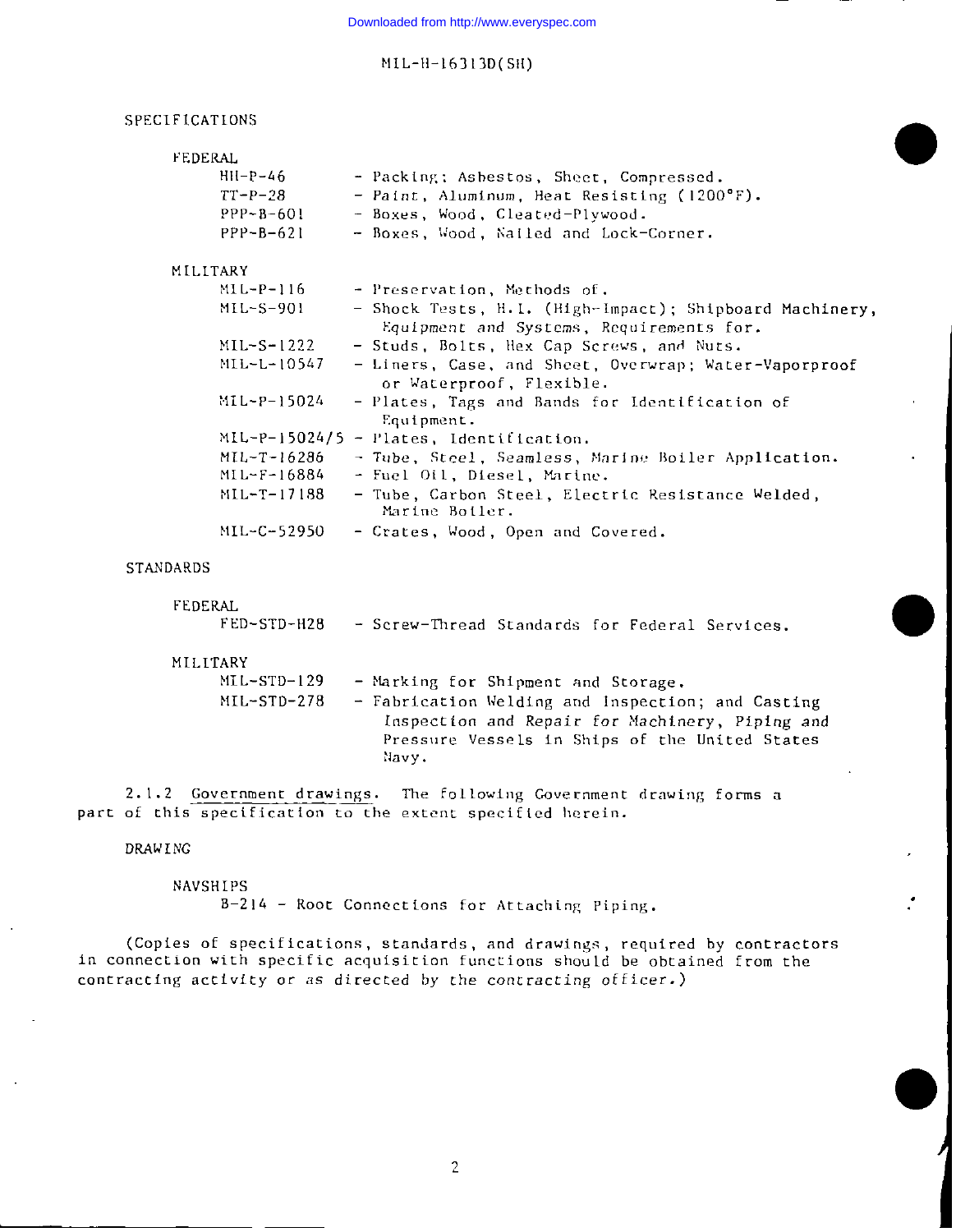SPECIFICATIONS

FEDERAL

| | |
|---|---|
| HH-P-46 | - Packing; Asbestos, Sheet, Compressed. |
| TT-P-28 | - Paint, Aluminum, Heat Resisting (1200°F). |
| PPP-B-601 | - Boxes, Wood, Cleated-Plywood. |
| PPP-B-621 | - Boxes, Wood, Nailed and Lock-Corner. |

MILITARY

| | |
|---|---|
| MIL-P-116 | - Preservation, Methods of. |
| MIL-S-901 | - Shock Tests, H.I. (High-Impact); Shipboard Machinery, *Equipment and Systems, Requirements for.* |
| MIL-S-1222 | - Studs, Bolts, Hex Cap Screws, and Nuts. |
| MIL-L-10547 | - Liners, Case, and Sheet, Overwrap; Water-Vaporproof or Waterproof, Flexible. |
| MIL-P-15024 | - Plates, Tags and Bands for Identification of Equipment. |
| MIL-P-15024/5 | - Plates, Identification. |
| MIL-T-16286 | - Tube, Steel, Seamless, Marine Boiler Application. |
| MIL-F-16884 | - Fuel Oil, Diesel, Marine. |
| MIL-T-17188 | - Tube, Carbon Steel, Electric Resistance Welded, Marine Boiler. |
| MIL-C-52950 | - Crates, Wood, Open and Covered. |

STANDARDS

FEDERAL

| | |
|---|---|
| FED-STD-H28 | - Screw-Thread Standards for Federal Services. |

MILITARY

| | |
|---|---|
| MIL-STD-129 | - Marking for Shipment and Storage. |
| MIL-STD-278 | - Fabrication Welding and Inspection; and Casting Inspection and Repair for Machinery, Piping and Pressure Vessels in Ships of the United States Navy. |

2.1.2 Government drawings. The following Government drawing forms a part of this specification to the extent specified herein.

DRAWING

NAVSHIPS

B-214 - Root Connections for Attaching Piping.

(Copies of specifications, standards, and drawings, required by contractors in connection with specific acquisition functions should be obtained from the contracting activity or as directed by the contracting officer.)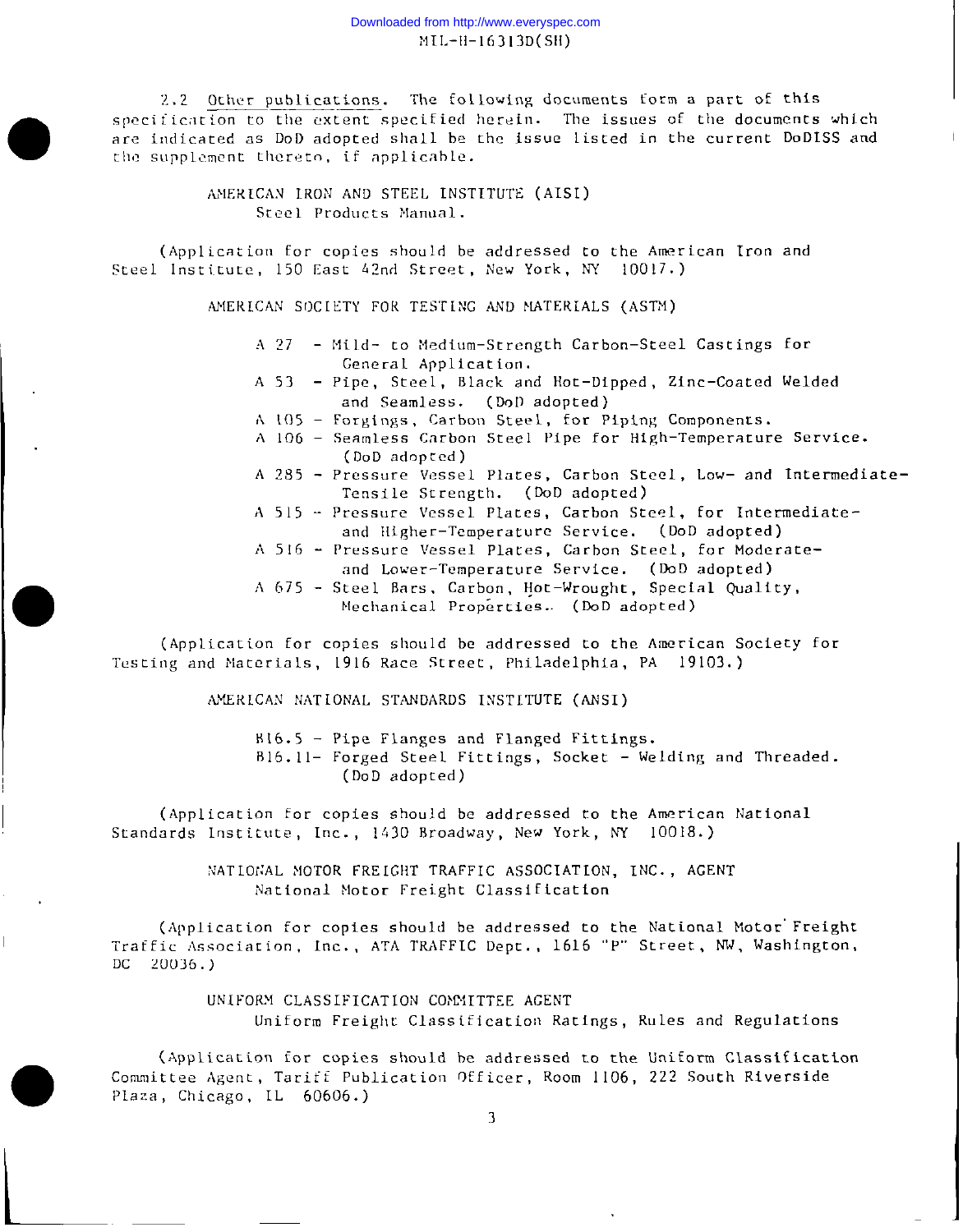2.2 Other publications. The following documents form a part of this specification to the extent specified herein. The issues of the documents which are indicated as DoD adopted shall be the issue listed in the current DoDISS and the supplement thereto, if applicable.

AMERICAN IRON AND STEEL INSTITUTE (AISI)
Steel Products Manual.

(Application for copies should be addressed to the American Iron and Steel Institute, 150 East 42nd Street, New York, NY 10017.)

AMERICAN SOCIETY FOR TESTING AND MATERIALS (ASTM)

- A 27 - Mild- to Medium-Strength Carbon-Steel Castings for General Application.
- A 53 - Pipe, Steel, Black and Hot-Dipped, Zinc-Coated Welded and Seamless. (DoD adopted)
- A 105 - Forgings, Carbon Steel, for Piping Components.
- A 106 - Seamless Carbon Steel Pipe for High-Temperature Service. (DoD adopted)
- A 285 - Pressure Vessel Plates, Carbon Steel, Low- and Intermediate-Tensile Strength. (DoD adopted)
- A 515 - Pressure Vessel Plates, Carbon Steel, for Intermediate- and Higher-Temperature Service. (DoD adopted)
- A 516 - Pressure Vessel Plates, Carbon Steel, for Moderate- and Lower-Temperature Service. (DoD adopted)
- A 675 - Steel Bars, Carbon, Hot-Wrought, Special Quality, Mechanical Properties. (DoD adopted)

(Application for copies should be addressed to the American Society for Testing and Materials, 1916 Race Street, Philadelphia, PA 19103.)

AMERICAN NATIONAL STANDARDS INSTITUTE (ANSI)

- B16.5 - Pipe Flanges and Flanged Fittings.
- B16.11- Forged Steel Fittings, Socket - Welding and Threaded. (DoD adopted)

(Application for copies should be addressed to the American National Standards Institute, Inc., 1430 Broadway, New York, NY 10018.)

NATIONAL MOTOR FREIGHT TRAFFIC ASSOCIATION, INC., AGENT
National Motor Freight Classification

(Application for copies should be addressed to the National Motor Freight Traffic Association, Inc., ATA TRAFFIC Dept., 1616 "P" Street, NW, Washington, DC 20036.)

UNIFORM CLASSIFICATION COMMITTEE AGENT
Uniform Freight Classification Ratings, Rules and Regulations

(Application for copies should be addressed to the Uniform Classification Committee Agent, Tariff Publication Officer, Room 1106, 222 South Riverside Plaza, Chicago, IL 60606.)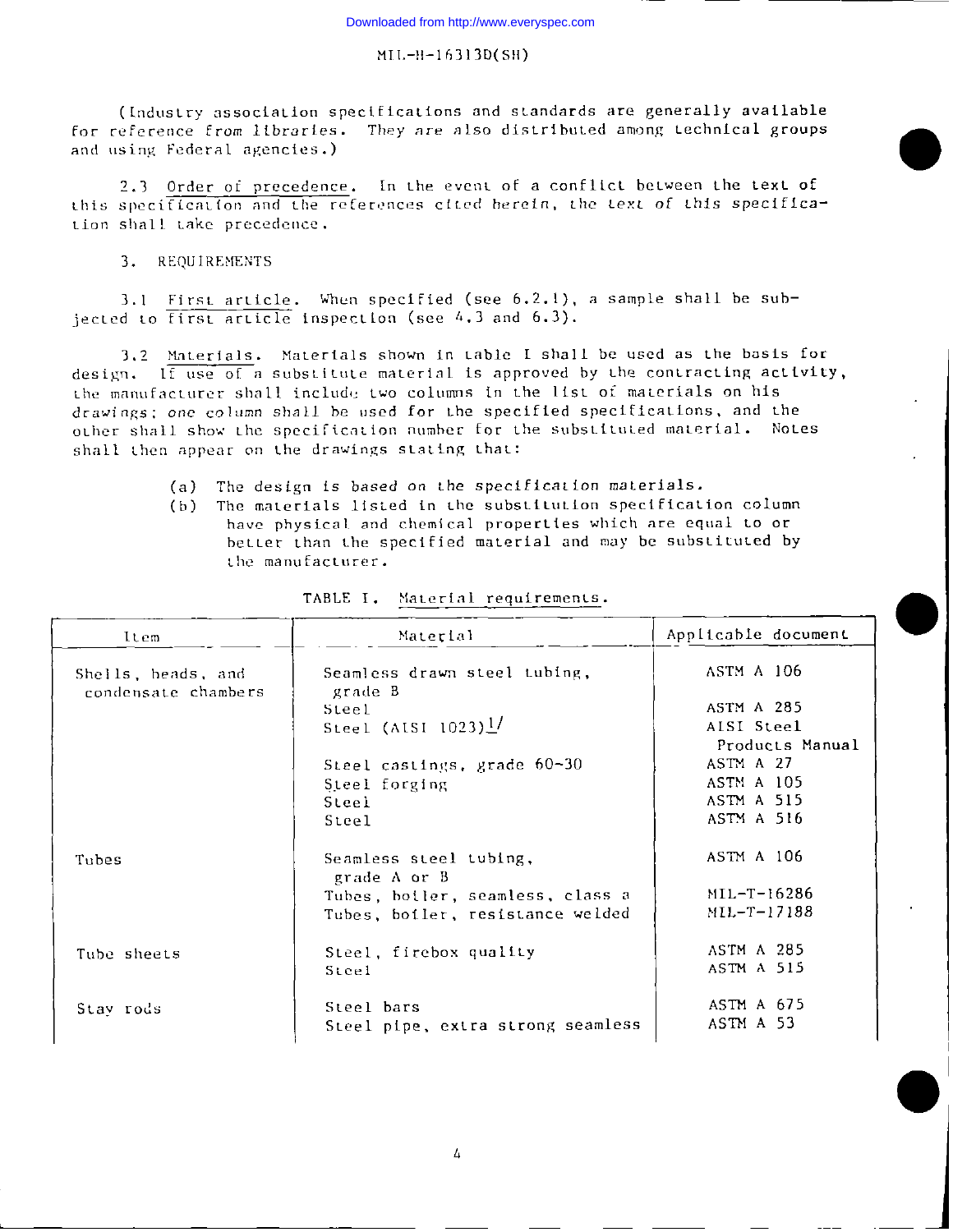(Industry association specifications and standards are generally available for reference from libraries. They are also distributed among technical groups and using Federal agencies.)

2.3 Order of precedence. In the event of a conflict between the text of this specification and the references cited herein, the text of this specification shall take precedence.

## 3. REQUIREMENTS

3.1 First article. When specified (see 6.2.1), a sample shall be subjected to first article inspection (see 4.3 and 6.3).

3.2 Materials. Materials shown in table I shall be used as the basis for design. If use of a substitute material is approved by the contracting activity, the manufacturer shall include two columns in the list of materials on his drawings; one column shall be used for the specified specifications, and the other shall show the specification number for the substituted material. Notes shall then appear on the drawings stating that:

(a) The design is based on the specification materials.
(b) The materials listed in the substitution specification column have physical and chemical properties which are equal to or better than the specified material and may be substituted by the manufacturer.

TABLE I. Material requirements.

| Item | Material | Applicable document |
|---|---|---|
| Shells, heads, and condensate chambers | Seamless drawn steel tubing, grade B | ASTM A 106 |
| | Steel | ASTM A 285 |
| | Steel (AISI 1023)[1/] | AISI Steel Products Manual |
| | Steel castings, grade 60-30 | ASTM A 27 |
| | Steel forging | ASTM A 105 |
| | Steel | ASTM A 515 |
| | Steel | ASTM A 516 |
| Tubes | Seamless steel tubing, grade A or B | ASTM A 106 |
| | Tubes, boiler, seamless, class a | MIL-T-16286 |
| | Tubes, boiler, resistance welded | MIL-T-17188 |
| Tube sheets | Steel, firebox quality | ASTM A 285 |
| | Steel | ASTM A 515 |
| Stay rods | Steel bars | ASTM A 675 |
| | Steel pipe, extra strong seamless | ASTM A 53 |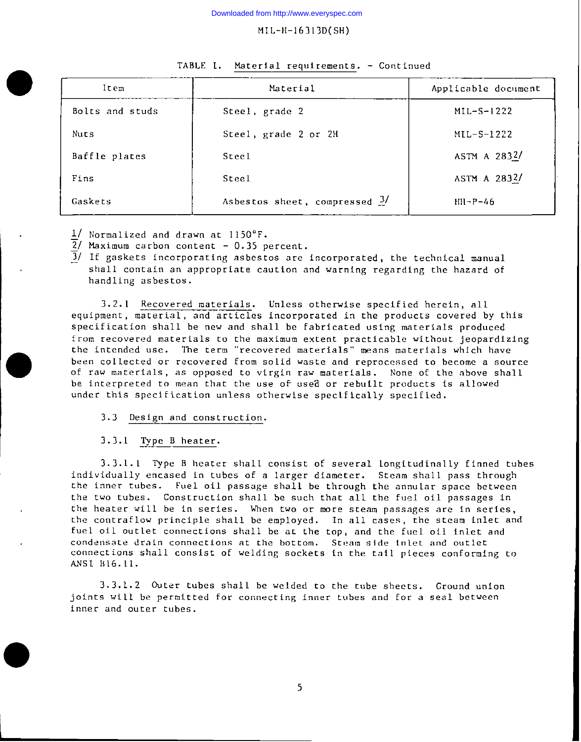TABLE I. Material requirements. - Continued

| Item | Material | Applicable document |
|---|---|---|
| Bolts and studs | Steel, grade 2 | MIL-S-1222 |
| Nuts | Steel, grade 2 or 2H | MIL-S-1222 |
| Baffle plates | Steel | ASTM A 283[2/] |
| Fins | Steel | ASTM A 283[2/] |
| Gaskets | Asbestos sheet, compressed [3/] | HH-P-46 |

1/ Normalized and drawn at 1150°F.
2/ Maximum carbon content - 0.35 percent.
3/ If gaskets incorporating asbestos are incorporated, the technical manual shall contain an appropriate caution and warning regarding the hazard of handling asbestos.

3.2.1 Recovered materials. Unless otherwise specified herein, all equipment, material, and articles incorporated in the products covered by this specification shall be new and shall be fabricated using materials produced from recovered materials to the maximum extent practicable without jeopardizing the intended use. The term "recovered materials" means materials which have been collected or recovered from solid waste and reprocessed to become a source of raw materials, as opposed to virgin raw materials. None of the above shall be interpreted to mean that the use of used or rebuilt products is allowed under this specification unless otherwise specifically specified.

3.3 Design and construction.

3.3.1 Type B heater.

3.3.1.1 Type B heater shall consist of several longitudinally finned tubes individually encased in tubes of a larger diameter. Steam shall pass through the inner tubes. Fuel oil passage shall be through the annular space between the two tubes. Construction shall be such that all the fuel oil passages in the heater will be in series. When two or more steam passages are in series, the contraflow principle shall be employed. In all cases, the steam inlet and fuel oil outlet connections shall be at the top, and the fuel oil inlet and condensate drain connections at the bottom. Steam side inlet and outlet connections shall consist of welding sockets in the tail pieces conforming to ANSI B16.11.

3.3.1.2 Outer tubes shall be welded to the tube sheets. Ground union joints will be permitted for connecting inner tubes and for a seal between inner and outer tubes.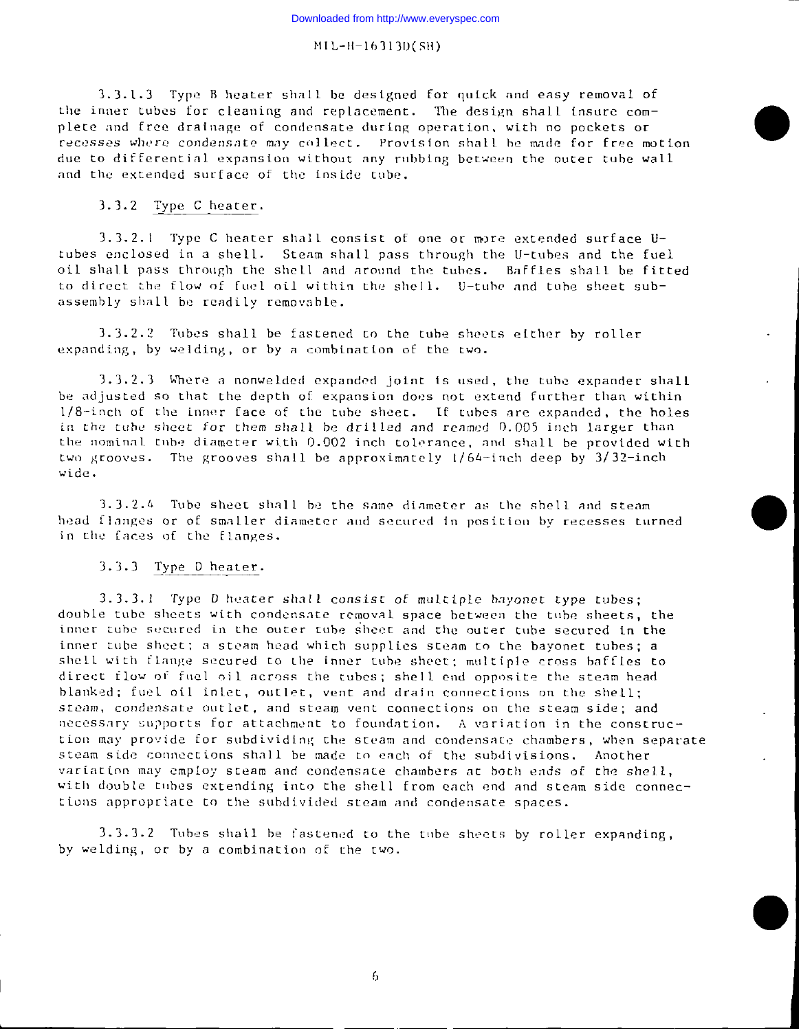3.3.1.3 Type B heater shall be designed for quick and easy removal of the inner tubes for cleaning and replacement. The design shall insure complete and free drainage of condensate during operation, with no pockets or recesses where condensate may collect. Provision shall be made for free motion due to differential expansion without any rubbing between the outer tube wall and the extended surface of the inside tube.

3.3.2 Type C heater.

3.3.2.1 Type C heater shall consist of one or more extended surface U-tubes enclosed in a shell. Steam shall pass through the U-tubes and the fuel oil shall pass through the shell and around the tubes. Baffles shall be fitted to direct the flow of fuel oil within the shell. U-tube and tube sheet subassembly shall be readily removable.

3.3.2.2 Tubes shall be fastened to the tube sheets either by roller expanding, by welding, or by a combination of the two.

3.3.2.3 Where a nonwelded expanded joint is used, the tube expander shall be adjusted so that the depth of expansion does not extend further than within 1/8-inch of the inner face of the tube sheet. If tubes are expanded, the holes in the tube sheet for them shall be drilled and reamed 0.005 inch larger than the nominal tube diameter with 0.002 inch tolerance, and shall be provided with two grooves. The grooves shall be approximately 1/64-inch deep by 3/32-inch wide.

3.3.2.4 Tube sheet shall be the same diameter as the shell and steam head flanges or of smaller diameter and secured in position by recesses turned in the faces of the flanges.

3.3.3 Type D heater.

3.3.3.1 Type D heater shall consist of multiple bayonet type tubes; double tube sheets with condensate removal space between the tube sheets, the inner tube secured in the outer tube sheet and the outer tube secured in the inner tube sheet; a steam head which supplies steam to the bayonet tubes; a shell with flange secured to the inner tube sheet; multiple cross baffles to direct flow of fuel oil across the tubes; shell end opposite the steam head blanked; fuel oil inlet, outlet, vent and drain connections on the shell; steam, condensate outlet, and steam vent connections on the steam side; and necessary supports for attachment to foundation. A variation in the construction may provide for subdividing the steam and condensate chambers, when separate steam side connections shall be made to each of the subdivisions. Another variation may employ steam and condensate chambers at both ends of the shell, with double tubes extending into the shell from each end and steam side connections appropriate to the subdivided steam and condensate spaces.

3.3.3.2 Tubes shall be fastened to the tube sheets by roller expanding, by welding, or by a combination of the two.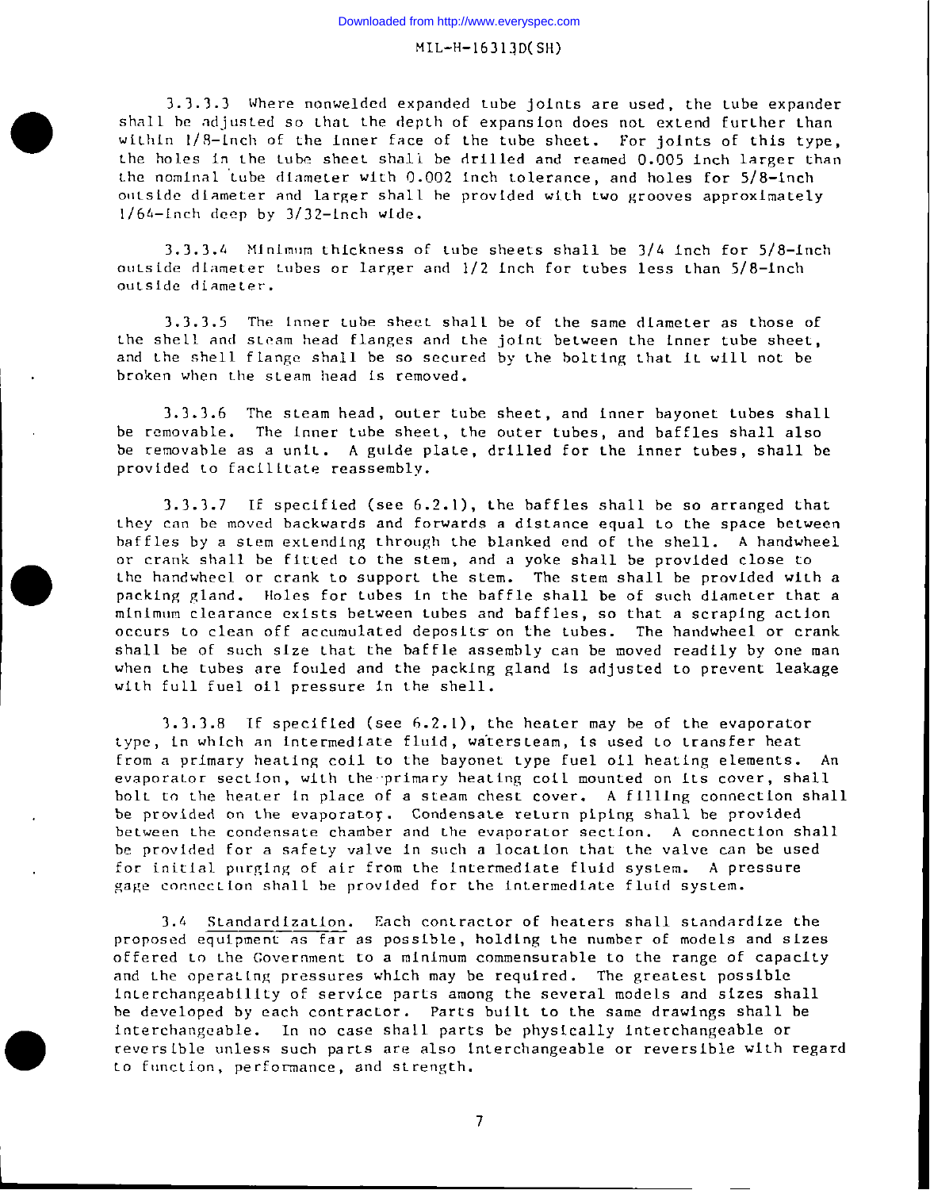3.3.3.3 Where nonwelded expanded tube joints are used, the tube expander shall be adjusted so that the depth of expansion does not extend further than within 1/8-inch of the inner face of the tube sheet. For joints of this type, the holes in the tube sheet shall be drilled and reamed 0.005 inch larger than the nominal tube diameter with 0.002 inch tolerance, and holes for 5/8-inch outside diameter and larger shall be provided with two grooves approximately 1/64-inch deep by 3/32-inch wide.

3.3.3.4 Minimum thickness of tube sheets shall be 3/4 inch for 5/8-inch outside diameter tubes or larger and 1/2 inch for tubes less than 5/8-inch outside diameter.

3.3.3.5 The inner tube sheet shall be of the same diameter as those of the shell and steam head flanges and the joint between the inner tube sheet, and the shell flange shall be so secured by the bolting that it will not be broken when the steam head is removed.

3.3.3.6 The steam head, outer tube sheet, and inner bayonet tubes shall be removable. The inner tube sheet, the outer tubes, and baffles shall also be removable as a unit. A guide plate, drilled for the inner tubes, shall be provided to facilitate reassembly.

3.3.3.7 If specified (see 6.2.1), the baffles shall be so arranged that they can be moved backwards and forwards a distance equal to the space between baffles by a stem extending through the blanked end of the shell. A handwheel or crank shall be fitted to the stem, and a yoke shall be provided close to the handwheel or crank to support the stem. The stem shall be provided with a packing gland. Holes for tubes in the baffle shall be of such diameter that a minimum clearance exists between tubes and baffles, so that a scraping action occurs to clean off accumulated deposits on the tubes. The handwheel or crank shall be of such size that the baffle assembly can be moved readily by one man when the tubes are fouled and the packing gland is adjusted to prevent leakage with full fuel oil pressure in the shell.

3.3.3.8 If specified (see 6.2.1), the heater may be of the evaporator type, in which an intermediate fluid, watersteam, is used to transfer heat from a primary heating coil to the bayonet type fuel oil heating elements. An evaporator section, with the primary heating coil mounted on its cover, shall bolt to the heater in place of a steam chest cover. A filling connection shall be provided on the evaporator. Condensate return piping shall be provided between the condensate chamber and the evaporator section. A connection shall be provided for a safety valve in such a location that the valve can be used for initial purging of air from the intermediate fluid system. A pressure gage connection shall be provided for the intermediate fluid system.

3.4 Standardization. Each contractor of heaters shall standardize the proposed equipment as far as possible, holding the number of models and sizes offered to the Government to a minimum commensurable to the range of capacity and the operating pressures which may be required. The greatest possible interchangeability of service parts among the several models and sizes shall be developed by each contractor. Parts built to the same drawings shall be interchangeable. In no case shall parts be physically interchangeable or reversible unless such parts are also interchangeable or reversible with regard to function, performance, and strength.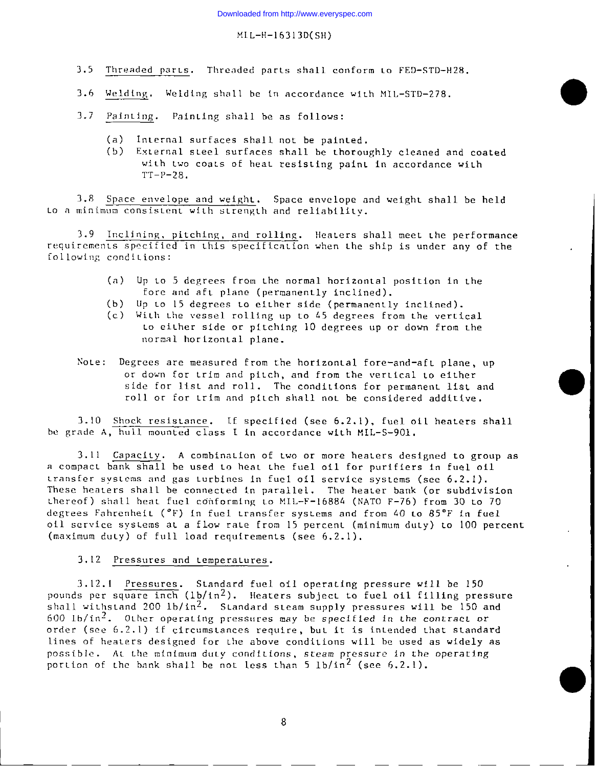3.5 Threaded parts. Threaded parts shall conform to FED-STD-H28.

3.6 Welding. Welding shall be in accordance with MIL-STD-278.

3.7 Painting. Painting shall be as follows:

(a) Internal surfaces shall not be painted.
(b) External steel surfaces shall be thoroughly cleaned and coated with two coats of heat resisting paint in accordance with TT-P-28.

3.8 Space envelope and weight. Space envelope and weight shall be held to a minimum consistent with strength and reliability.

3.9 Inclining, pitching, and rolling. Heaters shall meet the performance requirements specified in this specification when the ship is under any of the following conditions:

(a) Up to 5 degrees from the normal horizontal position in the fore and aft plane (permanently inclined).
(b) Up to 15 degrees to either side (permanently inclined).
(c) With the vessel rolling up to 45 degrees from the vertical to either side or pitching 10 degrees up or down from the normal horizontal plane.

Note: Degrees are measured from the horizontal fore-and-aft plane, up or down for trim and pitch, and from the vertical to either side for list and roll. The conditions for permanent list and roll or for trim and pitch shall not be considered additive.

3.10 Shock resistance. If specified (see 6.2.1), fuel oil heaters shall be grade A, hull mounted class I in accordance with MIL-S-901.

3.11 Capacity. A combination of two or more heaters designed to group as a compact bank shall be used to heat the fuel oil for purifiers in fuel oil transfer systems and gas turbines in fuel oil service systems (see 6.2.1). These heaters shall be connected in parallel. The heater bank (or subdivision thereof) shall heat fuel conforming to MIL-F-16884 (NATO F-76) from 30 to 70 degrees Fahrenheit (°F) in fuel transfer systems and from 40 to 85°F in fuel oil service systems at a flow rate from 15 percent (minimum duty) to 100 percent (maximum duty) of full load requirements (see 6.2.1).

3.12 Pressures and temperatures.

3.12.1 Pressures. Standard fuel oil operating pressure will be 150 pounds per square inch (lb/in$^2$). Heaters subject to fuel oil filling pressure shall withstand 200 lb/in$^2$. Standard steam supply pressures will be 150 and 600 lb/in$^2$. Other operating pressures may be specified in the contract or order (see 6.2.1) if circumstances require, but it is intended that standard lines of heaters designed for the above conditions will be used as widely as possible. At the minimum duty conditions, steam pressure in the operating portion of the bank shall be not less than 5 lb/in$^2$ (see 6.2.1).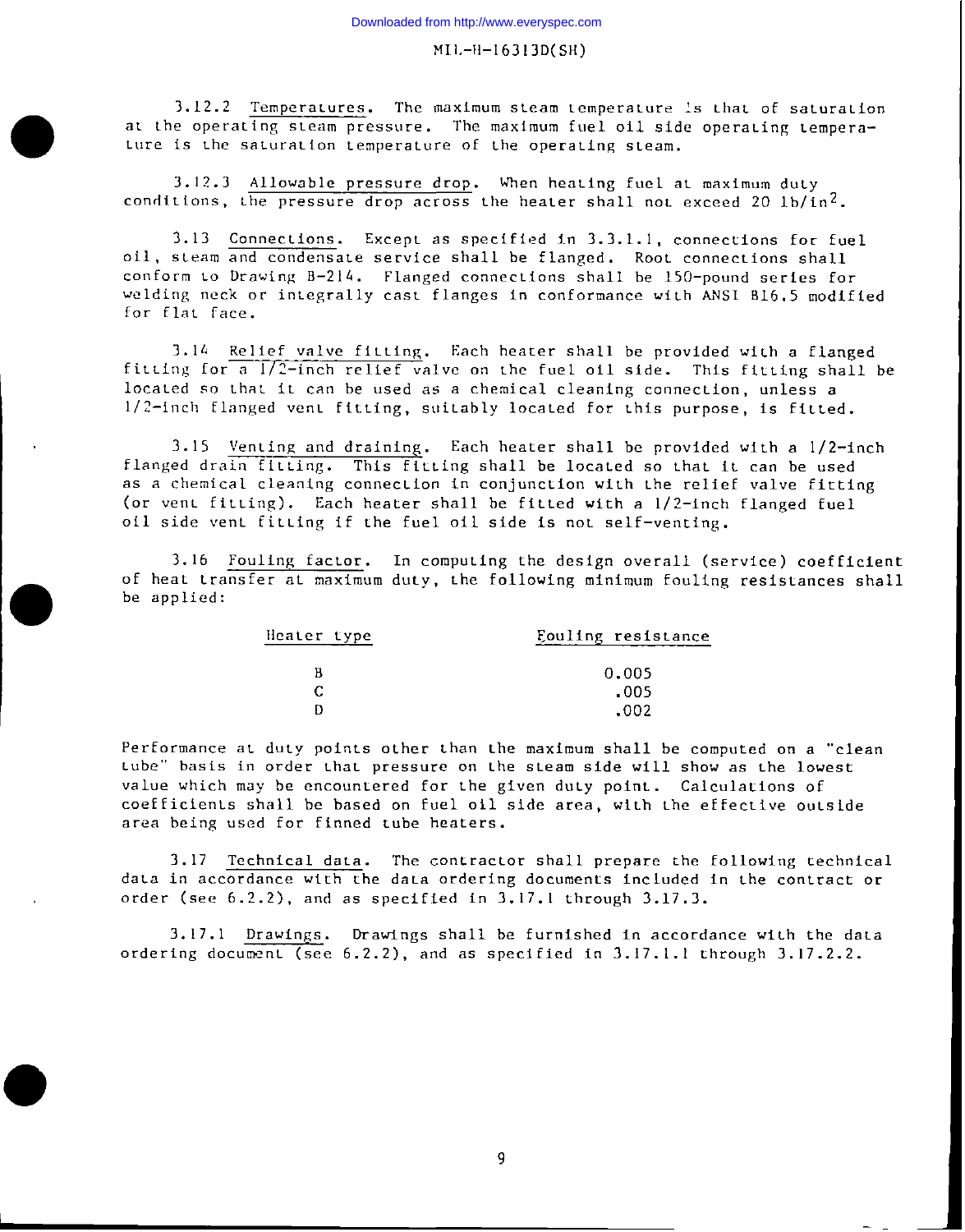3.12.2 Temperatures. The maximum steam temperature is that of saturation at the operating steam pressure. The maximum fuel oil side operating temperature is the saturation temperature of the operating steam.

3.12.3 Allowable pressure drop. When heating fuel at maximum duty conditions, the pressure drop across the heater shall not exceed 20 $lb/in^2$.

3.13 Connections. Except as specified in 3.3.1.1, connections for fuel oil, steam and condensate service shall be flanged. Root connections shall conform to Drawing B-214. Flanged connections shall be 150-pound series for welding neck or integrally cast flanges in conformance with ANSI B16.5 modified for flat face.

3.14 Relief valve fitting. Each heater shall be provided with a flanged fitting for a 1/2-inch relief valve on the fuel oil side. This fitting shall be located so that it can be used as a chemical cleaning connection, unless a 1/2-inch flanged vent fitting, suitably located for this purpose, is fitted.

3.15 Venting and draining. Each heater shall be provided with a 1/2-inch flanged drain fitting. This fitting shall be located so that it can be used as a chemical cleaning connection in conjunction with the relief valve fitting (or vent fitting). Each heater shall be fitted with a 1/2-inch flanged fuel oil side vent fitting if the fuel oil side is not self-venting.

3.16 Fouling factor. In computing the design overall (service) coefficient of heat transfer at maximum duty, the following minimum fouling resistances shall be applied:

| Heater type | Fouling resistance |
|---|---|
| B | 0.005 |
| C | .005 |
| D | .002 |

Performance at duty points other than the maximum shall be computed on a "clean tube" basis in order that pressure on the steam side will show as the lowest value which may be encountered for the given duty point. Calculations of coefficients shall be based on fuel oil side area, with the effective outside area being used for finned tube heaters.

3.17 Technical data. The contractor shall prepare the following technical data in accordance with the data ordering documents included in the contract or order (see 6.2.2), and as specified in 3.17.1 through 3.17.3.

3.17.1 Drawings. Drawings shall be furnished in accordance with the data ordering document (see 6.2.2), and as specified in 3.17.1.1 through 3.17.2.2.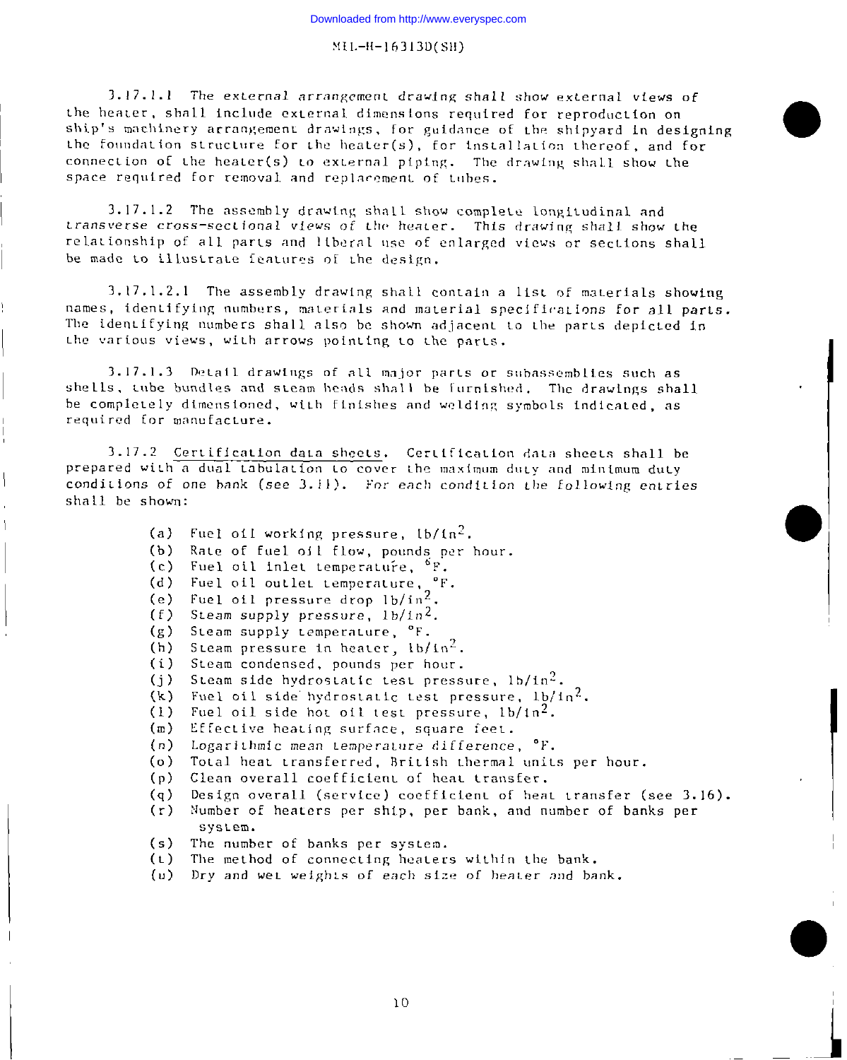3.17.1.1 The external arrangement drawing shall show external views of the heater, shall include external dimensions required for reproduction on ship's machinery arrangement drawings, for guidance of the shipyard in designing the foundation structure for the heater(s), for installation thereof, and for connection of the heater(s) to external piping. The drawing shall show the space required for removal and replacement of tubes.

3.17.1.2 The assembly drawing shall show complete longitudinal and transverse cross-sectional views of the heater. This drawing shall show the relationship of all parts and liberal use of enlarged views or sections shall be made to illustrate features of the design.

3.17.1.2.1 The assembly drawing shall contain a list of materials showing names, identifying numbers, materials and material specifications for all parts. The identifying numbers shall also be shown adjacent to the parts depicted in the various views, with arrows pointing to the parts.

3.17.1.3 Detail drawings of all major parts or subassemblies such as shells, tube bundles and steam heads shall be furnished. The drawings shall be completely dimensioned, with finishes and welding symbols indicated, as required for manufacture.

3.17.2 Certification data sheets. Certification data sheets shall be prepared with a dual tabulation to cover the maximum duty and minimum duty conditions of one bank (see 3.11). For each condition the following entries shall be shown:

- (a) Fuel oil working pressure, $lb/in^2$.
- (b) Rate of fuel oil flow, pounds per hour.
- (c) Fuel oil inlet temperature, °F.
- (d) Fuel oil outlet temperature, °F.
- (e) Fuel oil pressure drop $lb/in^2$.
- (f) Steam supply pressure, $lb/in^2$.
- (g) Steam supply temperature, °F.
- (h) Steam pressure in heater, $lb/in^2$.
- (i) Steam condensed, pounds per hour.
- (j) Steam side hydrostatic test pressure, $lb/in^2$.
- (k) Fuel oil side hydrostatic test pressure, $lb/in^2$.
- (l) Fuel oil side hot oil test pressure, $lb/in^2$.
- (m) Effective heating surface, square feet.
- (n) Logarithmic mean temperature difference, °F.
- (o) Total heat transferred, British thermal units per hour.
- (p) Clean overall coefficient of heat transfer.
- (q) Design overall (service) coefficient of heat transfer (see 3.16).
- (r) Number of heaters per ship, per bank, and number of banks per system.
- (s) The number of banks per system.
- (t) The method of connecting heaters within the bank.
- (u) Dry and wet weights of each size of heater and bank.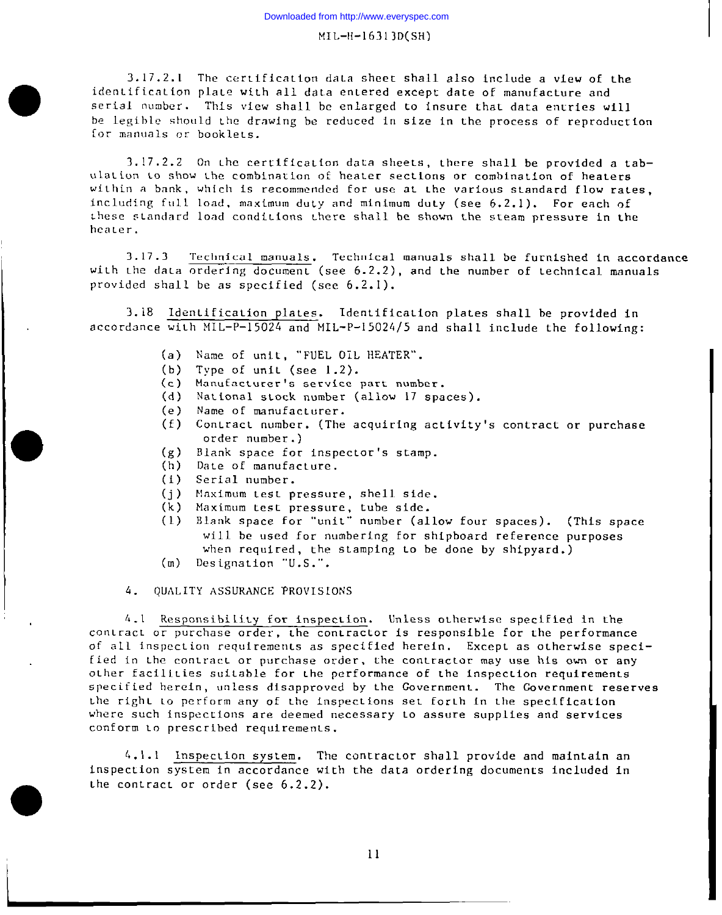3.17.2.1 The certification data sheet shall also include a view of the identification plate with all data entered except date of manufacture and serial number. This view shall be enlarged to insure that data entries will be legible should the drawing be reduced in size in the process of reproduction for manuals or booklets.

3.17.2.2 On the certification data sheets, there shall be provided a tabulation to show the combination of heater sections or combination of heaters within a bank, which is recommended for use at the various standard flow rates, including full load, maximum duty and minimum duty (see 6.2.1). For each of these standard load conditions there shall be shown the steam pressure in the heater.

3.17.3 Technical manuals. Technical manuals shall be furnished in accordance with the data ordering document (see 6.2.2), and the number of technical manuals provided shall be as specified (see 6.2.1).

3.18 Identification plates. Identification plates shall be provided in accordance with MIL-P-15024 and MIL-P-15024/5 and shall include the following:

- (a) Name of unit, "FUEL OIL HEATER".
- (b) Type of unit (see 1.2).
- (c) Manufacturer's service part number.
- (d) National stock number (allow 17 spaces).
- (e) Name of manufacturer.
- (f) Contract number. (The acquiring activity's contract or purchase order number.)
- (g) Blank space for inspector's stamp.
- (h) Date of manufacture.
- (i) Serial number.
- (j) Maximum test pressure, shell side.
- (k) Maximum test pressure, tube side.
- (l) Blank space for "unit" number (allow four spaces). (This space will be used for numbering for shipboard reference purposes when required, the stamping to be done by shipyard.)
- (m) Designation "U.S.".

## 4. QUALITY ASSURANCE PROVISIONS

4.1 Responsibility for inspection. Unless otherwise specified in the contract or purchase order, the contractor is responsible for the performance of all inspection requirements as specified herein. Except as otherwise specified in the contract or purchase order, the contractor may use his own or any other facilities suitable for the performance of the inspection requirements specified herein, unless disapproved by the Government. The Government reserves the right to perform any of the inspections set forth in the specification where such inspections are deemed necessary to assure supplies and services conform to prescribed requirements.

4.1.1 Inspection system. The contractor shall provide and maintain an inspection system in accordance with the data ordering documents included in the contract or order (see 6.2.2).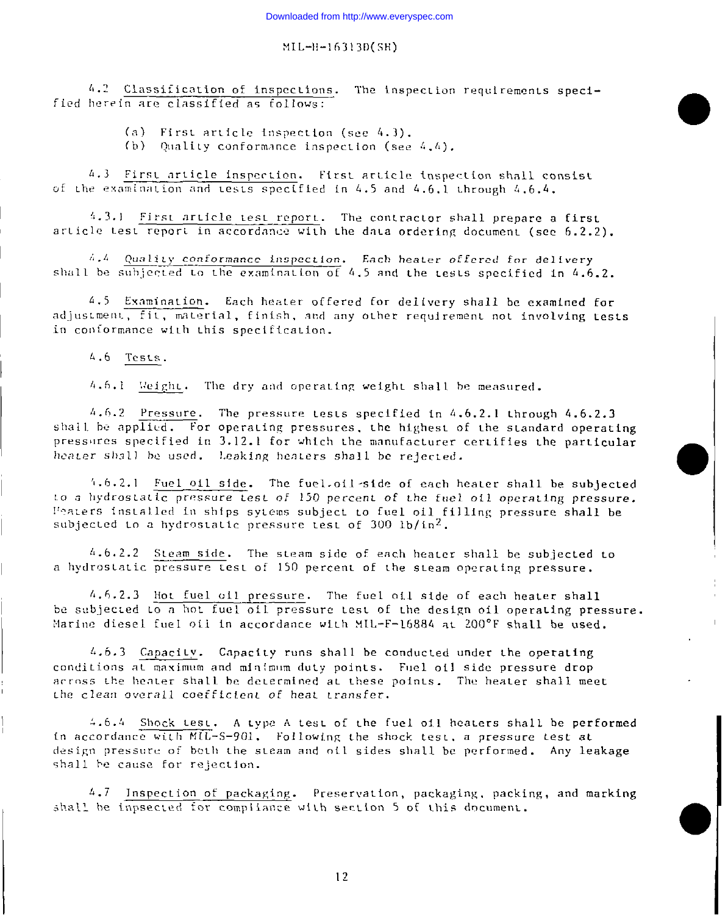4.2 Classification of inspections. The inspection requirements specified herein are classified as follows:

(a) First article inspection (see 4.3).
(b) Quality conformance inspection (see 4.4).

4.3 First article inspection. First article inspection shall consist of the examination and tests specified in 4.5 and 4.6.1 through 4.6.4.

4.3.1 First article test report. The contractor shall prepare a first article test report in accordance with the data ordering document (see 6.2.2).

4.4 Quality conformance inspection. Each heater offered for delivery shall be subjected to the examination of 4.5 and the tests specified in 4.6.2.

4.5 Examination. Each heater offered for delivery shall be examined for adjustment, fit, material, finish, and any other requirement not involving tests in conformance with this specification.

4.6 Tests.

4.6.1 Weight. The dry and operating weight shall be measured.

4.6.2 Pressure. The pressure tests specified in 4.6.2.1 through 4.6.2.3 shall be applied. For operating pressures, the highest of the standard operating pressures specified in 3.12.1 for which the manufacturer certifies the particular heater shall be used. Leaking heaters shall be rejected.

4.6.2.1 Fuel oil side. The fuel oil side of each heater shall be subjected to a hydrostatic pressure test of 150 percent of the fuel oil operating pressure. Heaters installed in ships sytems subject to fuel oil filling pressure shall be subjected to a hydrostatic pressure test of 300 lb/in$^2$.

4.6.2.2 Steam side. The steam side of each heater shall be subjected to a hydrostatic pressure test of 150 percent of the steam operating pressure.

4.6.2.3 Hot fuel oil pressure. The fuel oil side of each heater shall be subjected to a hot fuel oil pressure test of the design oil operating pressure. Marine diesel fuel oil in accordance with MIL-F-16884 at 200°F shall be used.

4.6.3 Capacity. Capacity runs shall be conducted under the operating conditions at maximum and minimum duty points. Fuel oil side pressure drop across the heater shall be determined at these points. The heater shall meet the clean overall coefficient of heat transfer.

4.6.4 Shock test. A type A test of the fuel oil heaters shall be performed in accordance with MIL-S-901. Following the shock test, a pressure test at design pressure of both the steam and oil sides shall be performed. Any leakage shall be cause for rejection.

4.7 Inspection of packaging. Preservation, packaging, packing, and marking shall be inpsected for compliance with section 5 of this document.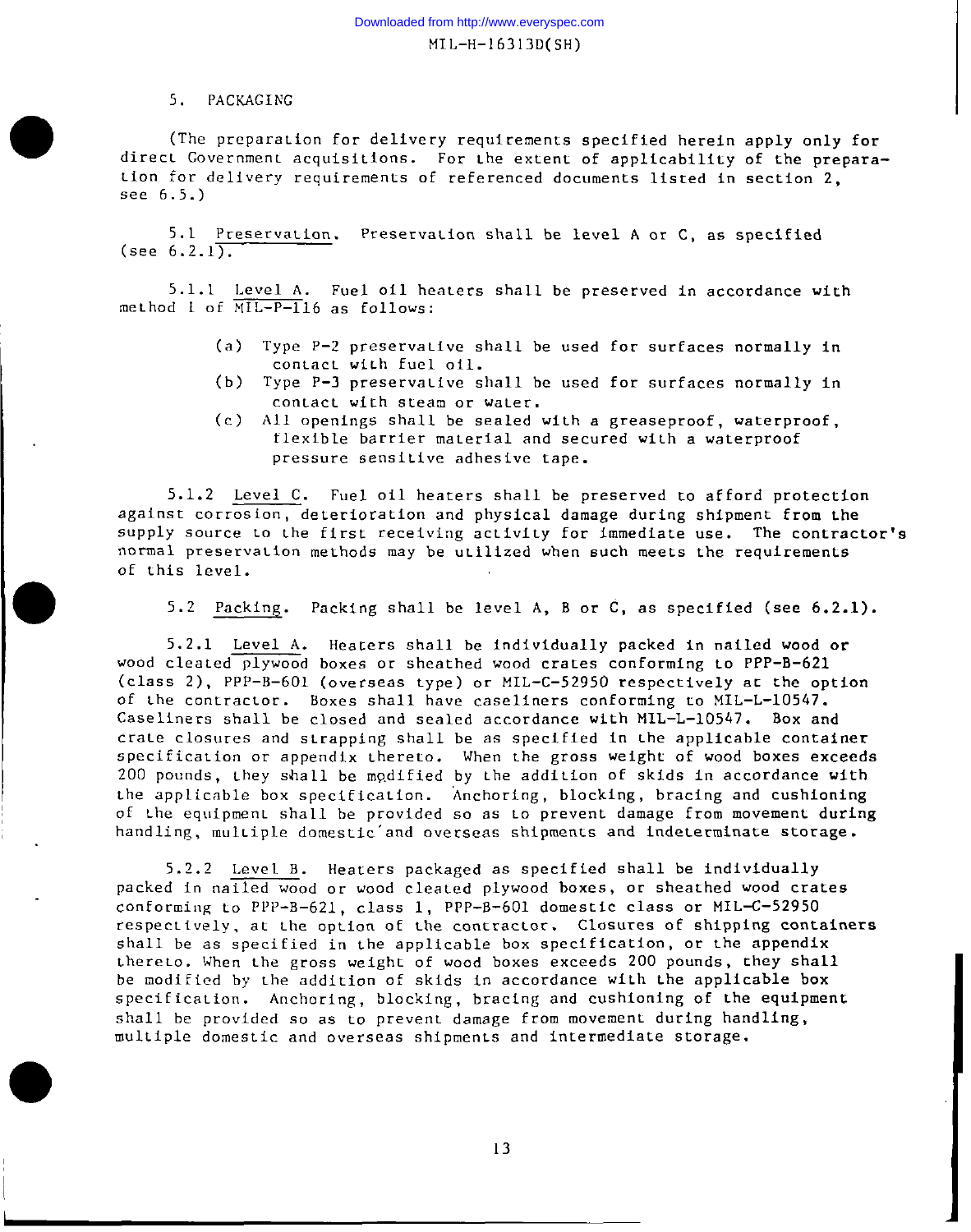## 5. PACKAGING

(The preparation for delivery requirements specified herein apply only for direct Government acquisitions. For the extent of applicability of the preparation for delivery requirements of referenced documents listed in section 2, see 6.5.)

5.1 Preservation. Preservation shall be level A or C, as specified (see 6.2.1).

5.1.1 Level A. Fuel oil heaters shall be preserved in accordance with method I of MIL-P-116 as follows:

(a) Type P-2 preservative shall be used for surfaces normally in contact with fuel oil.
(b) Type P-3 preservative shall be used for surfaces normally in contact with steam or water.
(c) All openings shall be sealed with a greaseproof, waterproof, flexible barrier material and secured with a waterproof pressure sensitive adhesive tape.

5.1.2 Level C. Fuel oil heaters shall be preserved to afford protection against corrosion, deterioration and physical damage during shipment from the supply source to the first receiving activity for immediate use. The contractor's normal preservation methods may be utilized when such meets the requirements of this level.

5.2 Packing. Packing shall be level A, B or C, as specified (see 6.2.1).

5.2.1 Level A. Heaters shall be individually packed in nailed wood or wood cleated plywood boxes or sheathed wood crates conforming to PPP-B-621 (class 2), PPP-B-601 (overseas type) or MIL-C-52950 respectively at the option of the contractor. Boxes shall have caseliners conforming to MIL-L-10547. Caseliners shall be closed and sealed accordance with MIL-L-10547. Box and crate closures and strapping shall be as specified in the applicable container specification or appendix thereto. When the gross weight of wood boxes exceeds 200 pounds, they shall be modified by the addition of skids in accordance with the applicable box specification. Anchoring, blocking, bracing and cushioning of the equipment shall be provided so as to prevent damage from movement during handling, multiple domestic and overseas shipments and indeterminate storage.

5.2.2 Level B. Heaters packaged as specified shall be individually packed in nailed wood or wood cleated plywood boxes, or sheathed wood crates conforming to PPP-B-621, class 1, PPP-B-601 domestic class or MIL-C-52950 respectively, at the option of the contractor. Closures of shipping containers shall be as specified in the applicable box specification, or the appendix thereto. When the gross weight of wood boxes exceeds 200 pounds, they shall be modified by the addition of skids in accordance with the applicable box specification. Anchoring, blocking, bracing and cushioning of the equipment shall be provided so as to prevent damage from movement during handling, multiple domestic and overseas shipments and intermediate storage.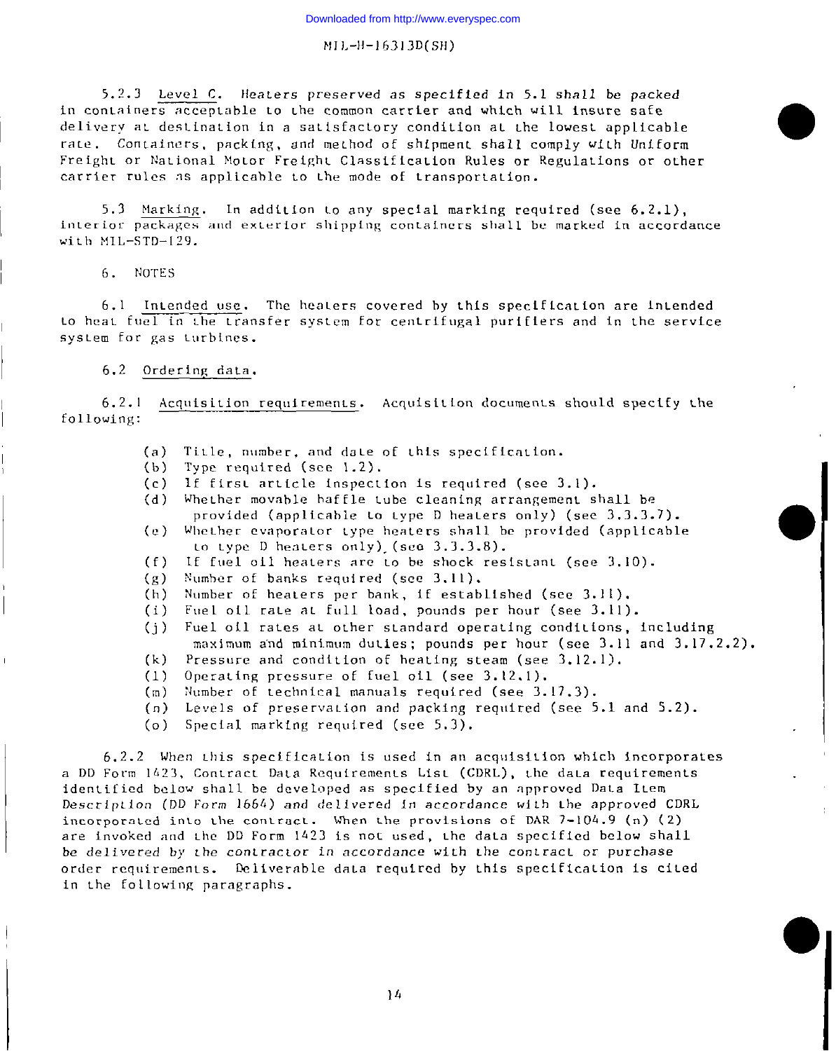5.2.3 Level C. Heaters preserved as specified in 5.1 shall be packed in containers acceptable to the common carrier and which will insure safe delivery at destination in a satisfactory condition at the lowest applicable rate. Containers, packing, and method of shipment shall comply with Uniform Freight or National Motor Freight Classification Rules or Regulations or other carrier rules as applicable to the mode of transportation.

5.3 Marking. In addition to any special marking required (see 6.2.1), interior packages and exterior shipping containers shall be marked in accordance with MIL-STD-129.

6. NOTES

6.1 Intended use. The heaters covered by this specification are intended to heat fuel in the transfer system for centrifugal purifiers and in the service system for gas turbines.

6.2 Ordering data.

6.2.1 Acquisition requirements. Acquisition documents should specify the following:

(a) Title, number, and date of this specification.
(b) Type required (see 1.2).
(c) If first article inspection is required (see 3.1).
(d) Whether movable baffle tube cleaning arrangement shall be provided (applicable to type D heaters only) (see 3.3.3.7).
(e) Whether evaporator type heaters shall be provided (applicable to type D heaters only) (see 3.3.3.8).
(f) If fuel oil heaters are to be shock resistant (see 3.10).
(g) Number of banks required (see 3.11).
(h) Number of heaters per bank, if established (see 3.11).
(i) Fuel oil rate at full load, pounds per hour (see 3.11).
(j) Fuel oil rates at other standard operating conditions, including maximum and minimum duties; pounds per hour (see 3.11 and 3.17.2.2).
(k) Pressure and condition of heating steam (see 3.12.1).
(l) Operating pressure of fuel oil (see 3.12.1).
(m) Number of technical manuals required (see 3.17.3).
(n) Levels of preservation and packing required (see 5.1 and 5.2).
(o) Special marking required (see 5.3).

6.2.2 When this specification is used in an acquisition which incorporates a DD Form 1423, Contract Data Requirements List (CDRL), the data requirements identified below shall be developed as specified by an approved Data Item Description (DD Form 1664) and delivered in accordance with the approved CDRL incorporated into the contract. When the provisions of DAR 7-104.9 (n) (2) are invoked and the DD Form 1423 is not used, the data specified below shall be delivered by the contractor in accordance with the contract or purchase order requirements. Deliverable data required by this specification is cited in the following paragraphs.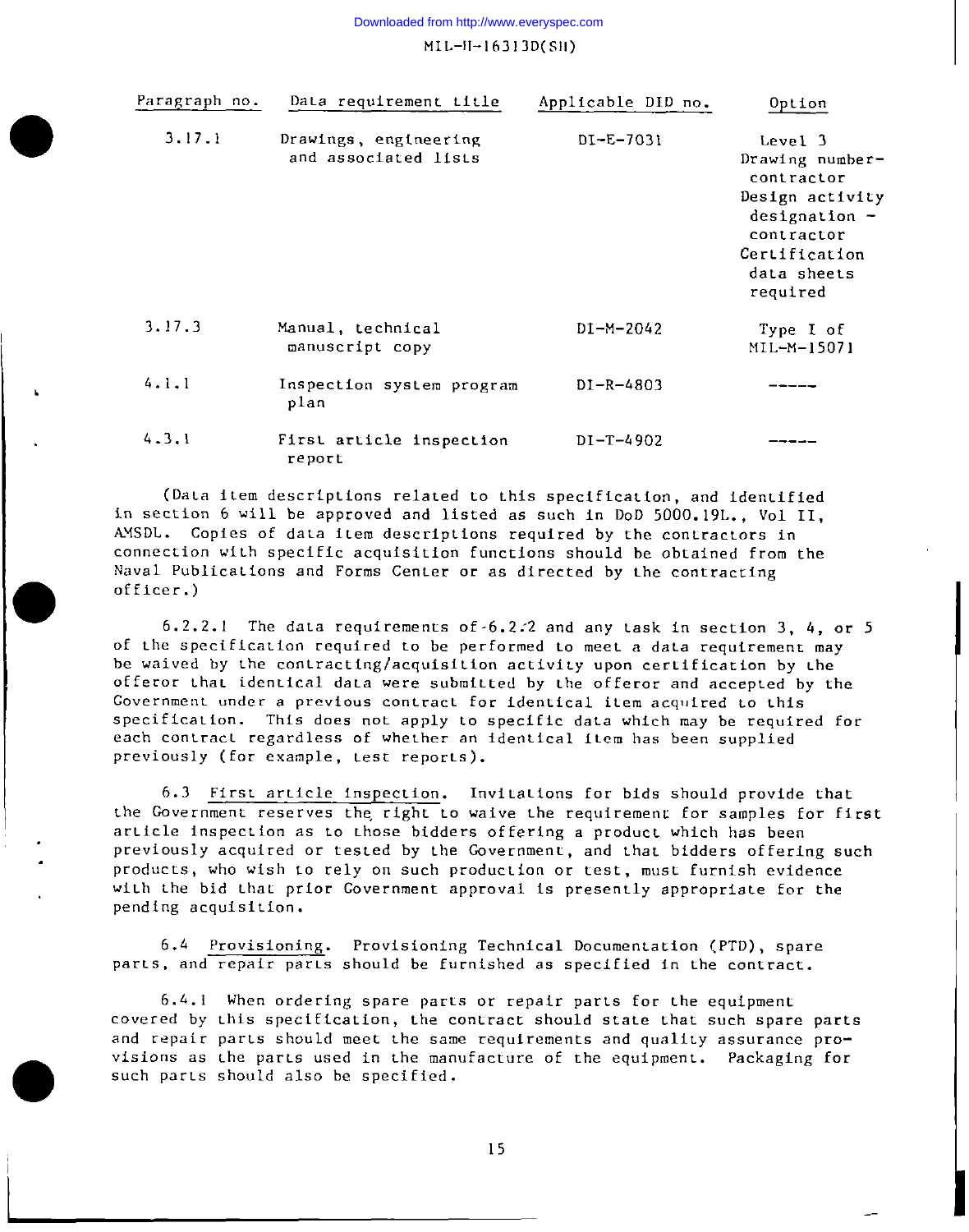| Paragraph no. | Data requirement title | Applicable DID no. | Option |
|---|---|---|---|
| 3.17.1 | Drawings, engineering and associated lists | DI-E-7031 | Level 3 Drawing number-contractor Design activity designation - contractor Certification data sheets required |
| 3.17.3 | Manual, technical manuscript copy | DI-M-2042 | Type I of MIL-M-15071 |
| 4.1.1 | Inspection system program plan | DI-R-4803 | ----- |
| 4.3.1 | First article inspection report | DI-T-4902 | ----- |

(Data item descriptions related to this specification, and identified in section 6 will be approved and listed as such in DoD 5000.19L., Vol II, AMSDL. Copies of data item descriptions required by the contractors in connection with specific acquisition functions should be obtained from the Naval Publications and Forms Center or as directed by the contracting officer.)

6.2.2.1 The data requirements of 6.2.2 and any task in section 3, 4, or 5 of the specification required to be performed to meet a data requirement may be waived by the contracting/acquisition activity upon certification by the offeror that identical data were submitted by the offeror and accepted by the Government under a previous contract for identical item acquired to this specification. This does not apply to specific data which may be required for each contract regardless of whether an identical item has been supplied previously (for example, test reports).

6.3 First article inspection. Invitations for bids should provide that the Government reserves the right to waive the requirement for samples for first article inspection as to those bidders offering a product which has been previously acquired or tested by the Government, and that bidders offering such products, who wish to rely on such production or test, must furnish evidence with the bid that prior Government approval is presently appropriate for the pending acquisition.

6.4 Provisioning. Provisioning Technical Documentation (PTD), spare parts, and repair parts should be furnished as specified in the contract.

6.4.1 When ordering spare parts or repair parts for the equipment covered by this specification, the contract should state that such spare parts and repair parts should meet the same requirements and quality assurance provisions as the parts used in the manufacture of the equipment. Packaging for such parts should also be specified.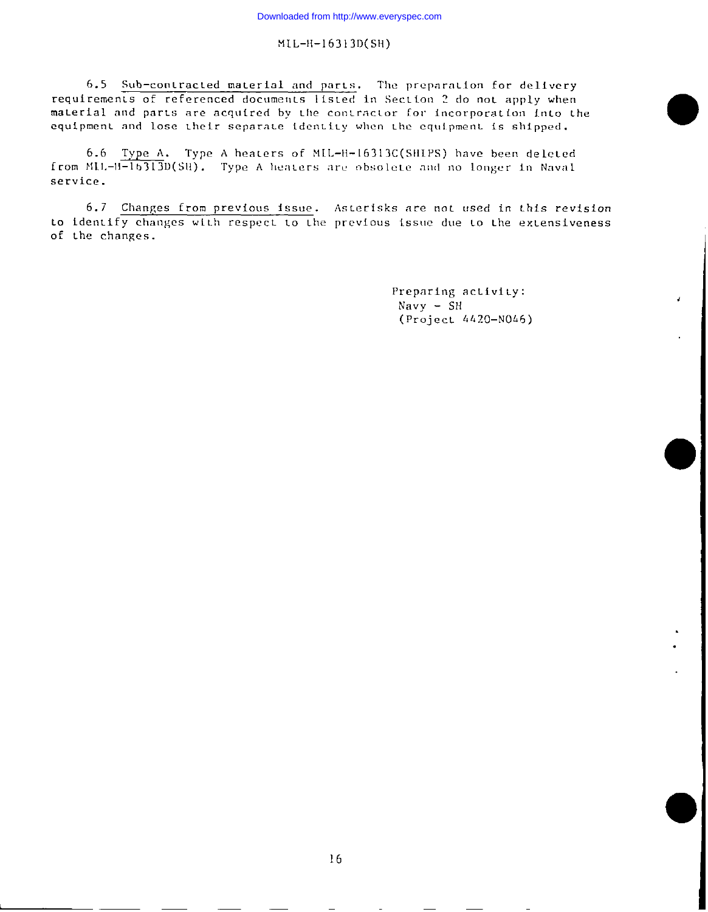6.5 Sub-contracted material and parts. The preparation for delivery requirements of referenced documents listed in Section 2 do not apply when material and parts are acquired by the contractor for incorporation into the equipment and lose their separate identity when the equipment is shipped.

6.6 Type A. Type A heaters of MIL-H-16313C(SHIPS) have been deleted from MIL-H-16313D(SH). Type A heaters are obsolete and no longer in Naval service.

6.7 Changes from previous issue. Asterisks are not used in this revision to identify changes with respect to the previous issue due to the extensiveness of the changes.

Preparing activity:
Navy - SH
(Project 4420-N046)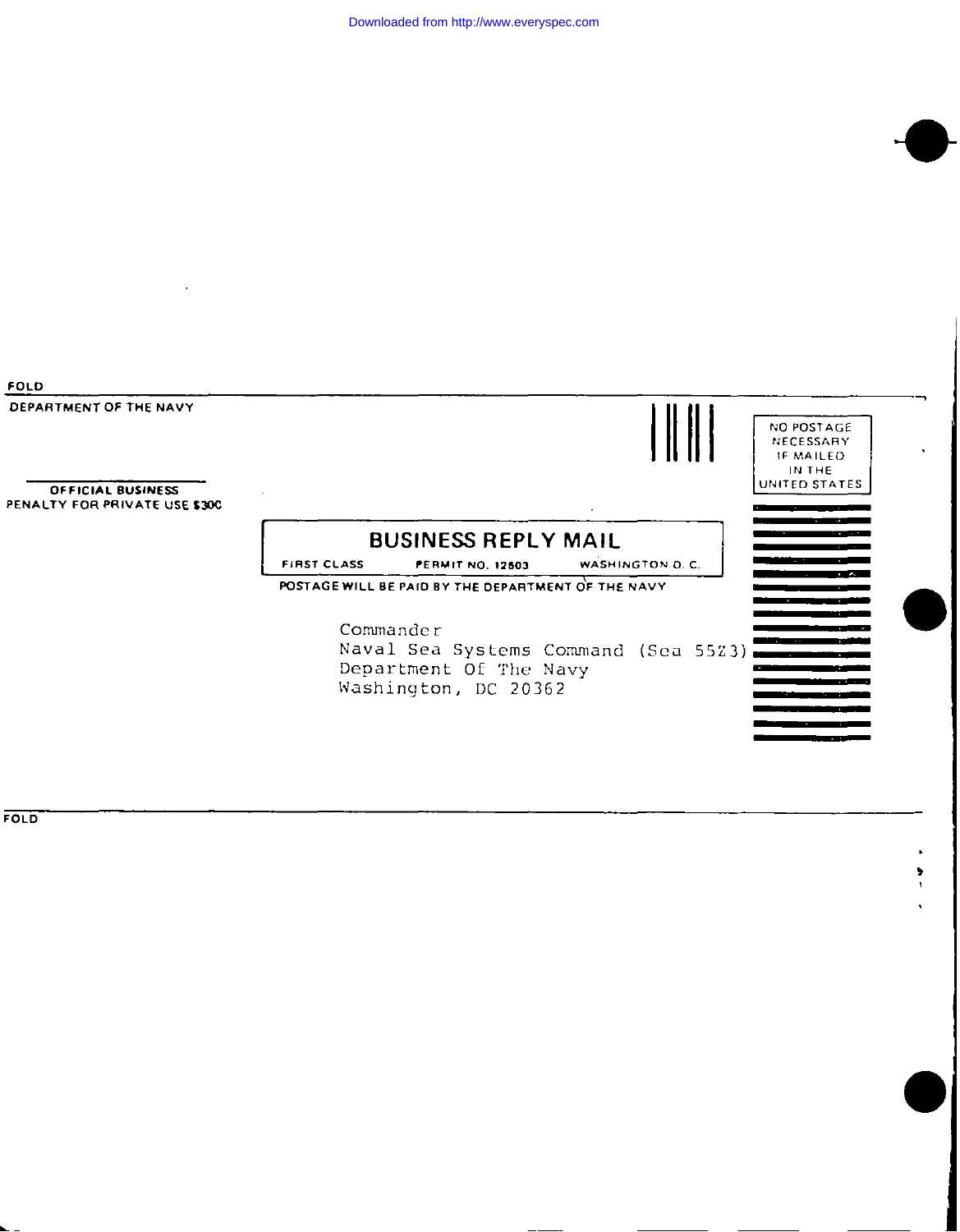FOLD

DEPARTMENT OF THE NAVY

OFFICIAL BUSINESS
PENALTY FOR PRIVATE USE $300

NO POSTAGE NECESSARY IF MAILED IN THE UNITED STATES

**BUSINESS REPLY MAIL**

FIRST CLASS PERMIT NO. 12503 WASHINGTON D. C.

POSTAGE WILL BE PAID BY THE DEPARTMENT OF THE NAVY

Commander
Naval Sea Systems Command (Sea 5523)
Department Of The Navy
Washington, DC 20362

FOLD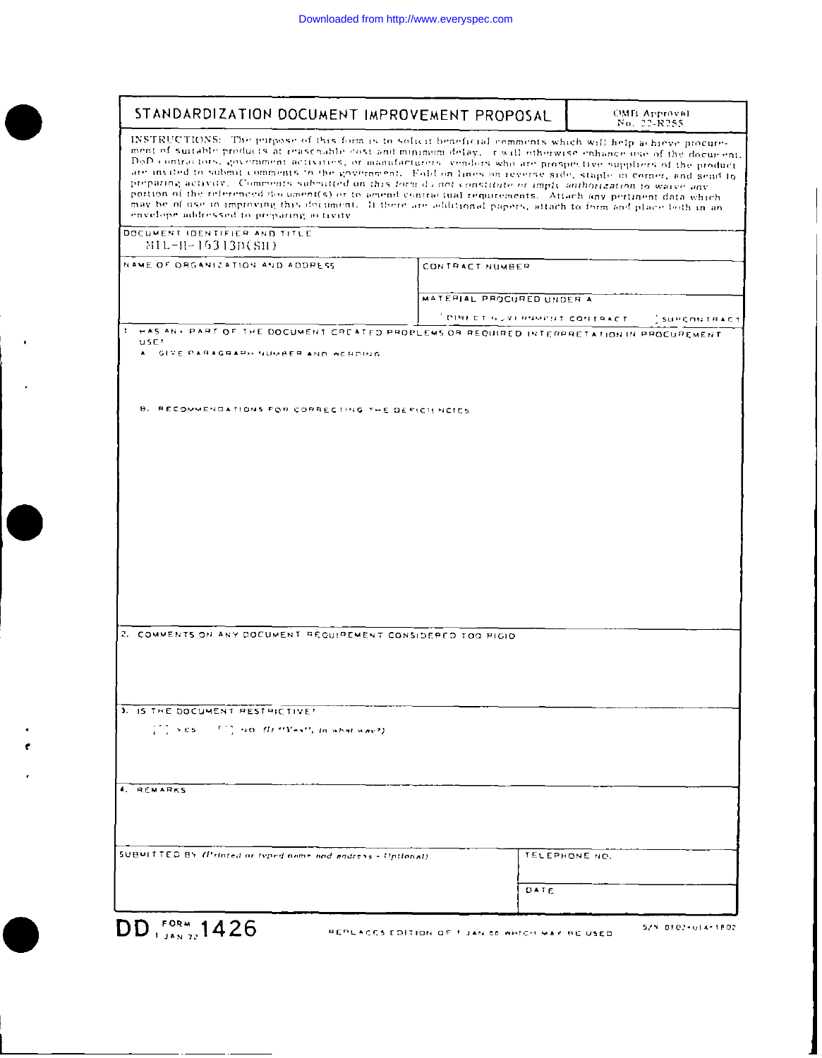Downloaded from http://www.everyspec.com

# STANDARDIZATION DOCUMENT IMPROVEMENT PROPOSAL

OMB Approval
No. 22-R255

INSTRUCTIONS: The purpose of this form is to solicit beneficial comments which will help achieve procurement of suitable products at reasonable cost and minimum delay, or will otherwise enhance use of the document. DoD contractors, government activities, or manufacturers/vendors who are prospective suppliers of the product are invited to submit comments to the government. Fold on lines on reverse side, staple in corner, and send to preparing activity. Comments submitted on this form do not constitute or imply authorization to waive any portion of the referenced document(s) or to amend contractual requirements. Attach any pertinent data which may be of use in improving this document. If there are additional papers, attach to form and place both in an envelope addressed to preparing activity.

DOCUMENT IDENTIFIER AND TITLE
MIL-H-16313D(SH)

NAME OF ORGANIZATION AND ADDRESS

CONTRACT NUMBER

MATERIAL PROCURED UNDER A

[ ] DIRECT GOVERNMENT CONTRACT [ ] SUBCONTRACT

1. HAS ANY PART OF THE DOCUMENT CREATED PROBLEMS OR REQUIRED INTERPRETATION IN PROCUREMENT USE?

A. GIVE PARAGRAPH NUMBER AND WORDING

B. RECOMMENDATIONS FOR CORRECTING THE DEFICIENCIES

2. COMMENTS ON ANY DOCUMENT REQUIREMENT CONSIDERED TOO RIGID

3. IS THE DOCUMENT RESTRICTIVE?

[ ] YES [ ] NO *(If "Yes", in what way?)*

4. REMARKS

SUBMITTED BY *(Printed or typed name and address - Optional)*

TELEPHONE NO.

DATE

DD FORM 1 JAN 72 1426

REPLACES EDITION OF 1 JAN 66 WHICH MAY BE USED

S/N 0102-014-1802